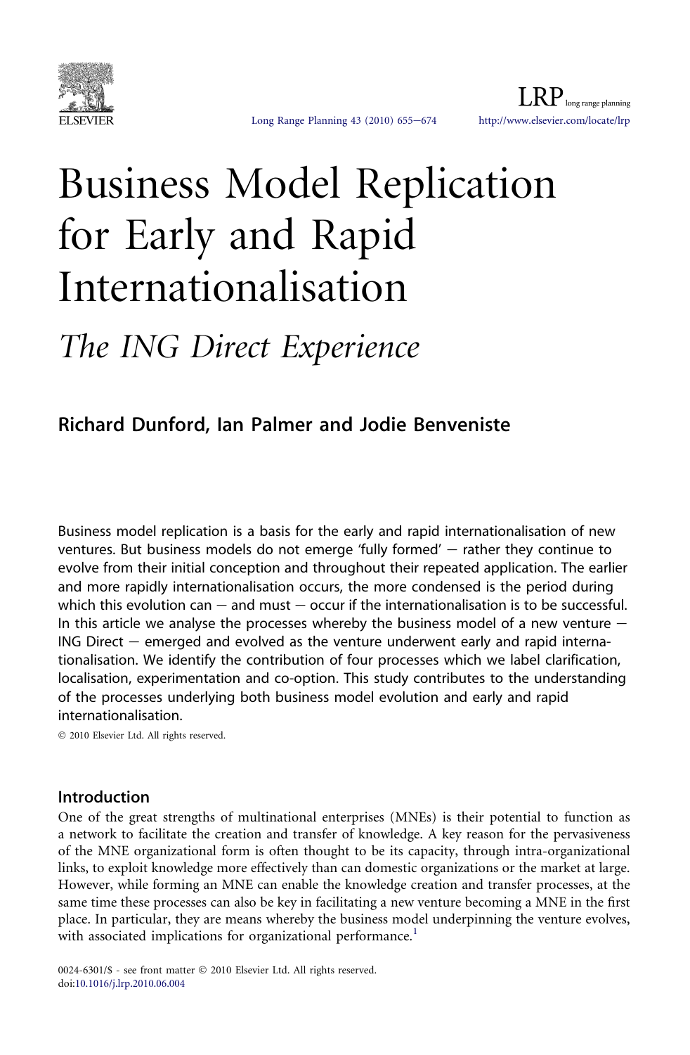# Business Model Replication for Early and Rapid Internationalisation

## *The ING Direct Experience*

**Richard Dunford, Ian Palmer and Jodie Benveniste**

Business model replication is a basis for the early and rapid internationalisation of new ventures. But business models do not emerge 'fully formed' – rather they continue to evolve from their initial conception and throughout their repeated application. The earlier and more rapidly internationalisation occurs, the more condensed is the period during which this evolution can – and must – occur if the internationalisation is to be successful. In this article we analyse the processes whereby the business model of a new venture – ING Direct – emerged and evolved as the venture underwent early and rapid internationalisation. We identify the contribution of four processes which we label clarification, localisation, experimentation and co-option. This study contributes to the understanding of the processes underlying both business model evolution and early and rapid internationalisation.

© 2010 Elsevier Ltd. All rights reserved.

## Introduction

One of the great strengths of multinational enterprises (MNEs) is their potential to function as a network to facilitate the creation and transfer of knowledge. A key reason for the pervasiveness of the MNE organizational form is often thought to be its capacity, through intra-organizational links, to exploit knowledge more effectively than can domestic organizations or the market at large. However, while forming an MNE can enable the knowledge creation and transfer processes, at the same time these processes can also be key in facilitating a new venture becoming a MNE in the first place. In particular, they are means whereby the business model underpinning the venture evolves, with associated implications for organizational performance.[1]

0024-6301/$ - see front matter © 2010 Elsevier Ltd. All rights reserved.
doi:10.1016/j.lrp.2010.06.004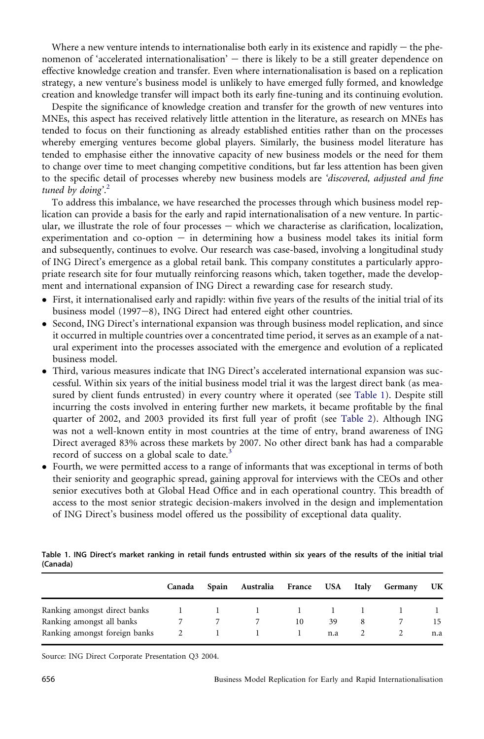Where a new venture intends to internationalise both early in its existence and rapidly – the phenomenon of 'accelerated internationalisation' – there is likely to be a still greater dependence on effective knowledge creation and transfer. Even where internationalisation is based on a replication strategy, a new venture's business model is unlikely to have emerged fully formed, and knowledge creation and knowledge transfer will impact both its early fine-tuning and its continuing evolution.

Despite the significance of knowledge creation and transfer for the growth of new ventures into MNEs, this aspect has received relatively little attention in the literature, as research on MNEs has tended to focus on their functioning as already established entities rather than on the processes whereby emerging ventures become global players. Similarly, the business model literature has tended to emphasise either the innovative capacity of new business models or the need for them to change over time to meet changing competitive conditions, but far less attention has been given to the specific detail of processes whereby new business models are *'discovered, adjusted and fine tuned by doing'*.[2]

To address this imbalance, we have researched the processes through which business model replication can provide a basis for the early and rapid internationalisation of a new venture. In particular, we illustrate the role of four processes – which we characterise as clarification, localization, experimentation and co-option – in determining how a business model takes its initial form and subsequently, continues to evolve. Our research was case-based, involving a longitudinal study of ING Direct's emergence as a global retail bank. This company constitutes a particularly appropriate research site for four mutually reinforcing reasons which, taken together, made the development and international expansion of ING Direct a rewarding case for research study.

- First, it internationalised early and rapidly: within five years of the results of the initial trial of its business model (1997–8), ING Direct had entered eight other countries.
- Second, ING Direct's international expansion was through business model replication, and since it occurred in multiple countries over a concentrated time period, it serves as an example of a natural experiment into the processes associated with the emergence and evolution of a replicated business model.
- Third, various measures indicate that ING Direct's accelerated international expansion was successful. Within six years of the initial business model trial it was the largest direct bank (as measured by client funds entrusted) in every country where it operated (see Table 1). Despite still incurring the costs involved in entering further new markets, it became profitable by the final quarter of 2002, and 2003 provided its first full year of profit (see Table 2). Although ING was not a well-known entity in most countries at the time of entry, brand awareness of ING Direct averaged 83% across these markets by 2007. No other direct bank has had a comparable record of success on a global scale to date.[3]
- Fourth, we were permitted access to a range of informants that was exceptional in terms of both their seniority and geographic spread, gaining approval for interviews with the CEOs and other senior executives both at Global Head Office and in each operational country. This breadth of access to the most senior strategic decision-makers involved in the design and implementation of ING Direct's business model offered us the possibility of exceptional data quality.

**Table 1. ING Direct's market ranking in retail funds entrusted within six years of the results of the initial trial (Canada)**

| | Canada | Spain | Australia | France | USA | Italy | Germany | UK |
|---|---|---|---|---|---|---|---|---|
| Ranking amongst direct banks | 1 | 1 | 1 | 1 | 1 | 1 | 1 | 1 |
| Ranking amongst all banks | 7 | 7 | 7 | 10 | 39 | 8 | 7 | 15 |
| Ranking amongst foreign banks | 2 | 1 | 1 | 1 | n.a | 2 | 2 | n.a |

Source: ING Direct Corporate Presentation Q3 2004.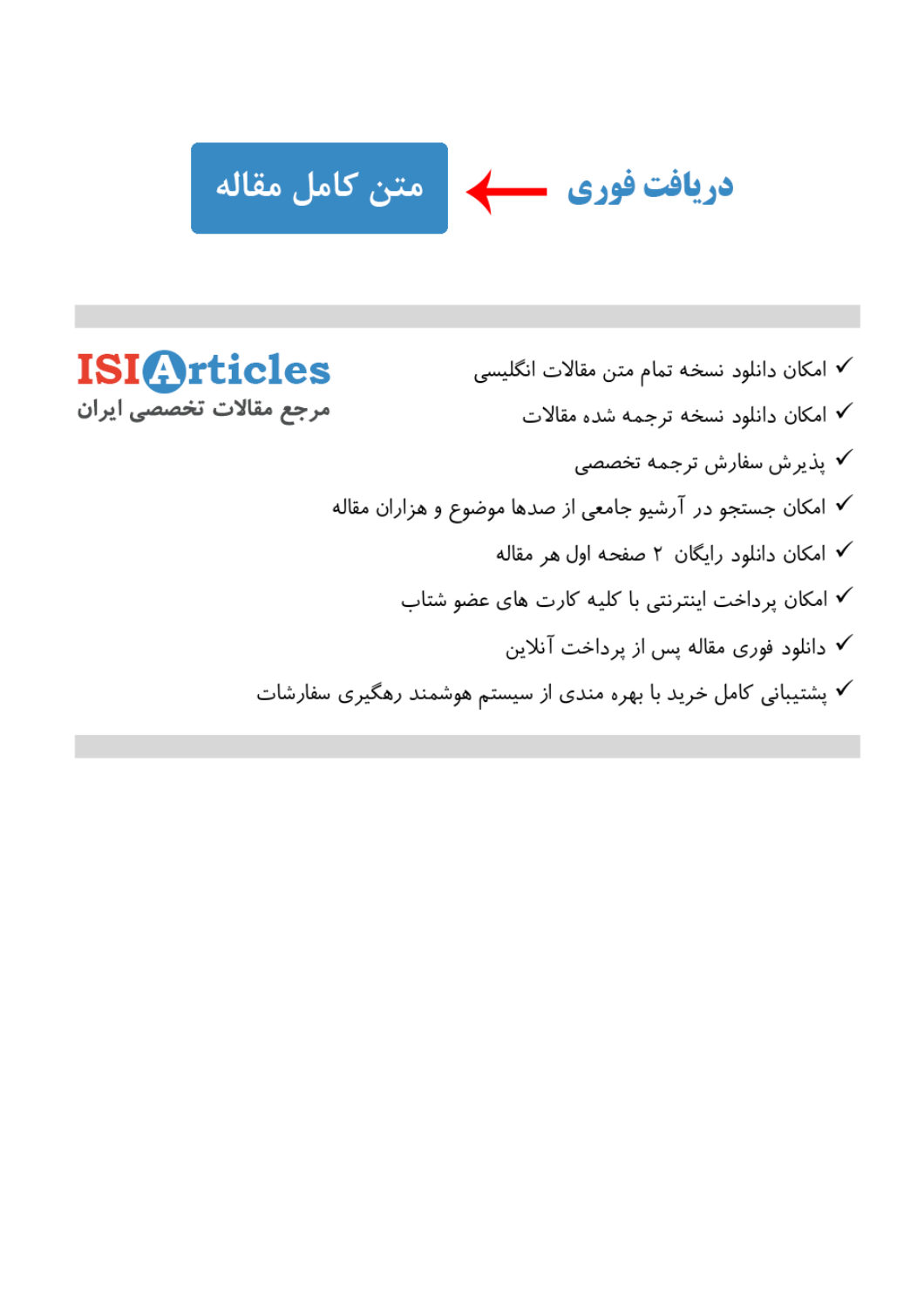دریافت فوری ← **متن کامل مقاله**

**ISIArticles**
مرجع مقالات تخصصی ایران

- ✓ امکان دانلود نسخه تمام متن مقالات انگلیسی
- ✓ امکان دانلود نسخه ترجمه شده مقالات
- ✓ پذیرش سفارش ترجمه تخصصی
- ✓ امکان جستجو در آرشیو جامعی از صدها موضوع و هزاران مقاله
- ✓ امکان دانلود رایگان ۲ صفحه اول هر مقاله
- ✓ امکان پرداخت اینترنتی با کلیه کارت های عضو شتاب
- ✓ دانلود فوری مقاله پس از پرداخت آنلاین
- ✓ پشتیبانی کامل خرید با بهره مندی از سیستم هوشمند رهگیری سفارشات